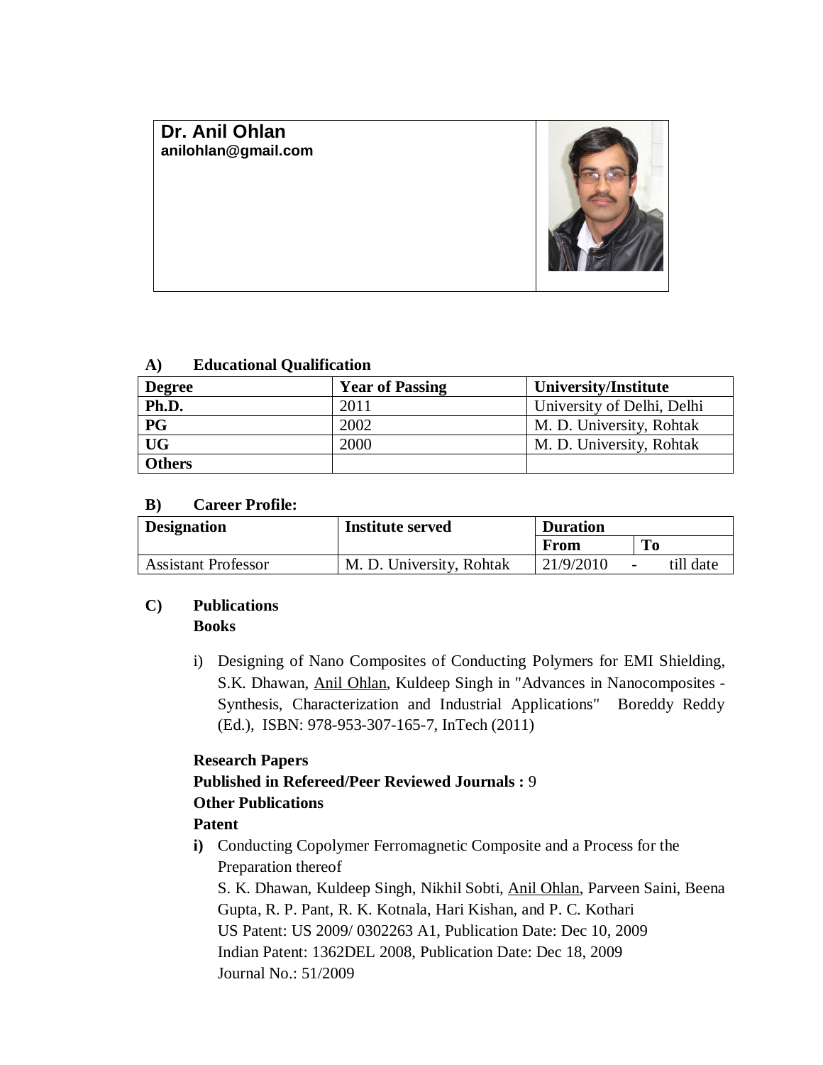**Dr. Anil Ohlan**
**anilohlan@gmail.com**

### A) Educational Qualification

| Degree | Year of Passing | University/Institute |
|---|---|---|
| **Ph.D.** | 2011 | University of Delhi, Delhi |
| **PG** | 2002 | M. D. University, Rohtak |
| **UG** | 2000 | M. D. University, Rohtak |
| **Others** | | |

### B) Career Profile:

| Designation | Institute served | Duration | |
|---|---|---|---|
| | | **From** | **To** |
| Assistant Professor | M. D. University, Rohtak | 21/9/2010 | - till date |

### C) Publications

**Books**

i) Designing of Nano Composites of Conducting Polymers for EMI Shielding, S.K. Dhawan, Anil Ohlan, Kuldeep Singh in "Advances in Nanocomposites - Synthesis, Characterization and Industrial Applications" Boreddy Reddy (Ed.), ISBN: 978-953-307-165-7, InTech (2011)

**Research Papers**

**Published in Refereed/Peer Reviewed Journals :** 9

**Other Publications**

**Patent**

**i)** Conducting Copolymer Ferromagnetic Composite and a Process for the Preparation thereof
S. K. Dhawan, Kuldeep Singh, Nikhil Sobti, Anil Ohlan, Parveen Saini, Beena Gupta, R. P. Pant, R. K. Kotnala, Hari Kishan, and P. C. Kothari
US Patent: US 2009/ 0302263 A1, Publication Date: Dec 10, 2009
Indian Patent: 1362DEL 2008, Publication Date: Dec 18, 2009
Journal No.: 51/2009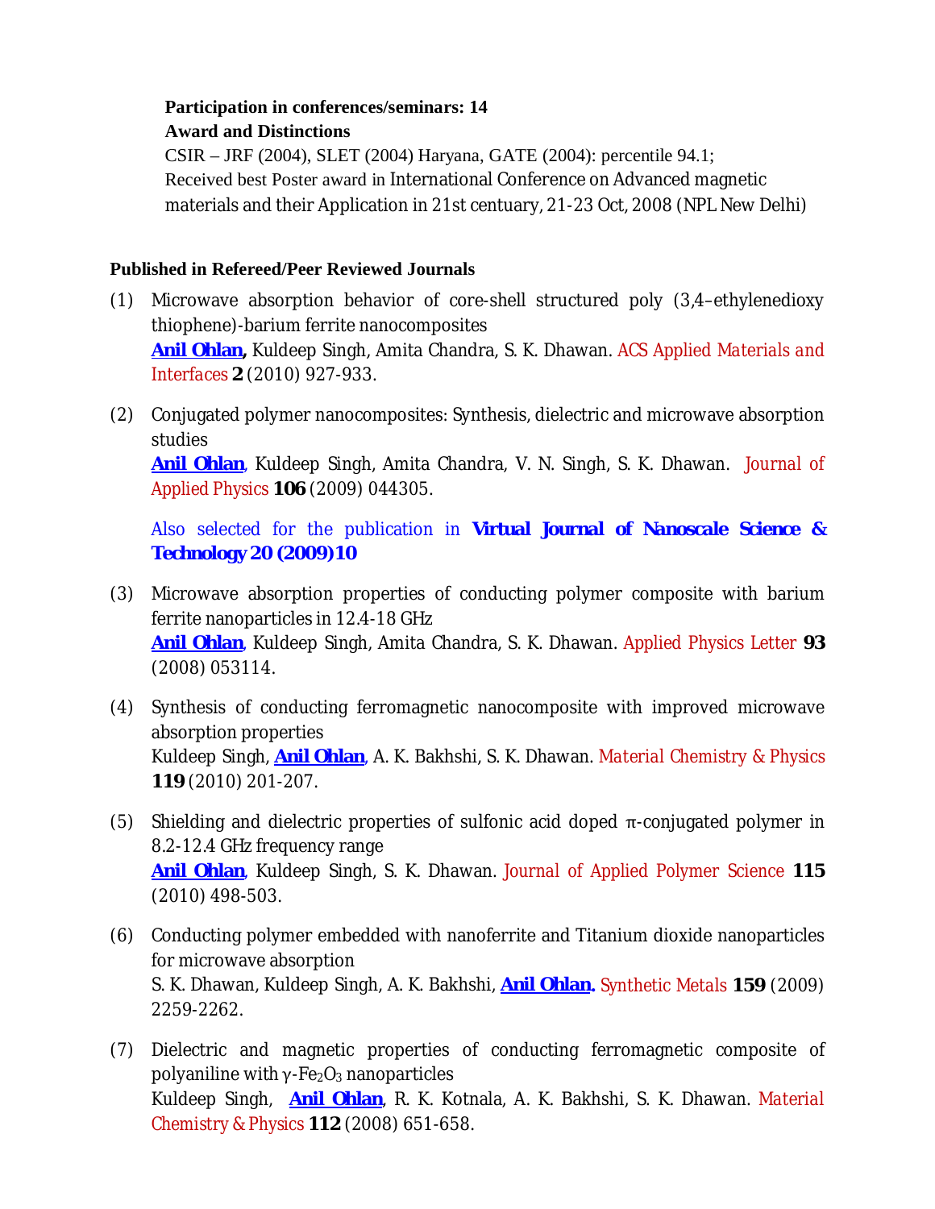**Participation in conferences/seminars: 14**

**Award and Distinctions**

CSIR – JRF (2004), SLET (2004) Haryana, GATE (2004): percentile 94.1;
Received best Poster award in International Conference on Advanced magnetic materials and their Application in 21st centuary, 21-23 Oct, 2008 (NPL New Delhi)

**Published in Refereed/Peer Reviewed Journals**

(1) Microwave absorption behavior of core-shell structured poly (3,4–ethylenedioxy thiophene)-barium ferrite nanocomposites
**Anil Ohlan,** Kuldeep Singh, Amita Chandra, S. K. Dhawan. ACS Applied Materials and Interfaces **2** (2010) 927-933.

(2) Conjugated polymer nanocomposites: Synthesis, dielectric and microwave absorption studies
**Anil Ohlan**, Kuldeep Singh, Amita Chandra, V. N. Singh, S. K. Dhawan. Journal of Applied Physics **106** (2009) 044305.

Also selected for the publication in **Virtual Journal of Nanoscale Science & Technology 20 (2009)10**

(3) Microwave absorption properties of conducting polymer composite with barium ferrite nanoparticles in 12.4-18 GHz
**Anil Ohlan**, Kuldeep Singh, Amita Chandra, S. K. Dhawan. Applied Physics Letter **93** (2008) 053114.

(4) Synthesis of conducting ferromagnetic nanocomposite with improved microwave absorption properties
Kuldeep Singh, **Anil Ohlan**, A. K. Bakhshi, S. K. Dhawan. Material Chemistry & Physics **119** (2010) 201-207.

(5) Shielding and dielectric properties of sulfonic acid doped π-conjugated polymer in 8.2-12.4 GHz frequency range
**Anil Ohlan**, Kuldeep Singh, S. K. Dhawan. Journal of Applied Polymer Science **115** (2010) 498-503.

(6) Conducting polymer embedded with nanoferrite and Titanium dioxide nanoparticles for microwave absorption
S. K. Dhawan, Kuldeep Singh, A. K. Bakhshi, **Anil Ohlan.** Synthetic Metals **159** (2009) 2259-2262.

(7) Dielectric and magnetic properties of conducting ferromagnetic composite of polyaniline with γ-$Fe_2O_3$ nanoparticles
Kuldeep Singh, **Anil Ohlan**, R. K. Kotnala, A. K. Bakhshi, S. K. Dhawan. Material Chemistry & Physics **112** (2008) 651-658.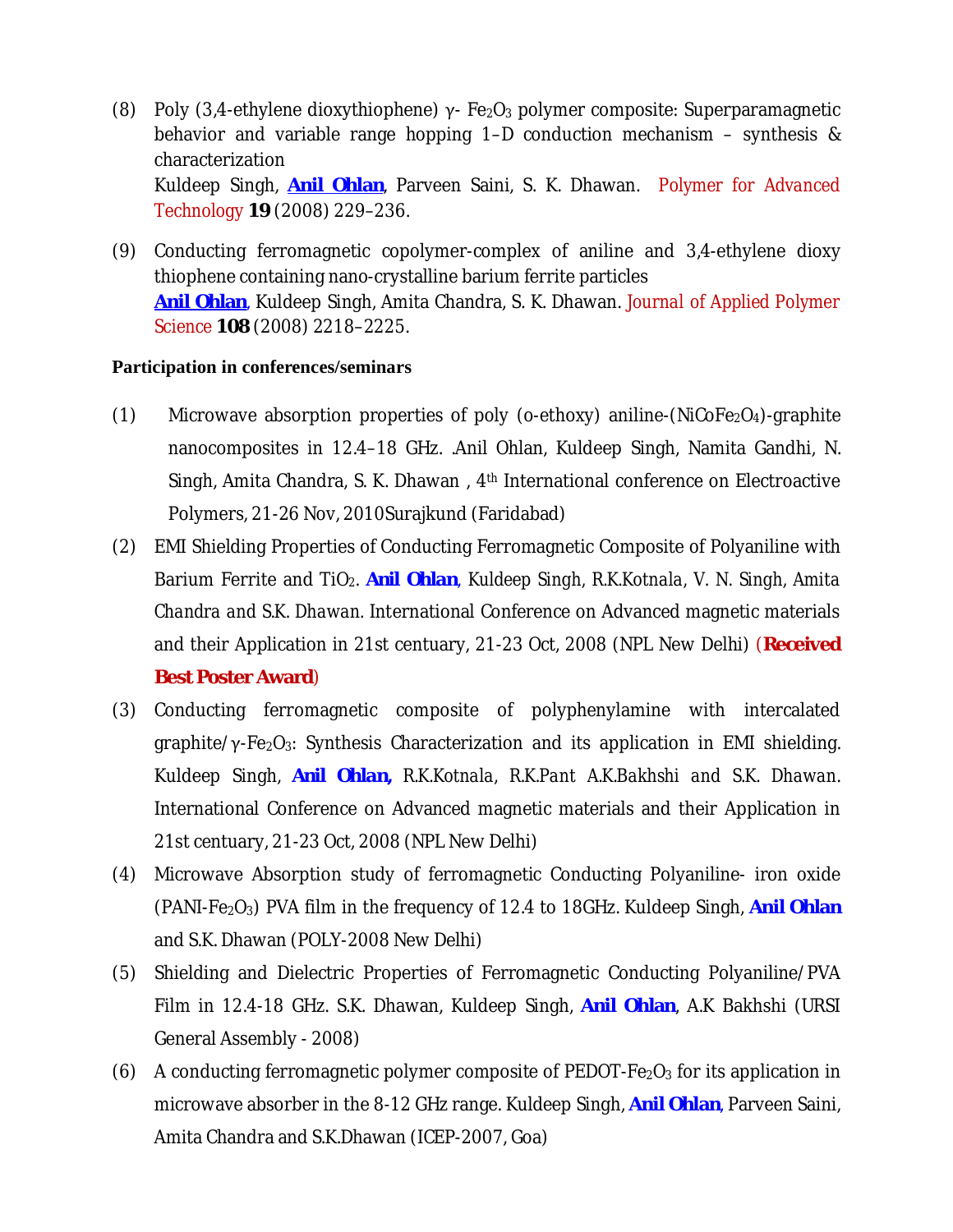(8) Poly (3,4-ethylene dioxythiophene) γ- $Fe_2O_3$ polymer composite: Superparamagnetic behavior and variable range hopping 1–D conduction mechanism – synthesis & characterization
Kuldeep Singh, **Anil Ohlan**, Parveen Saini, S. K. Dhawan. Polymer for Advanced Technology **19** (2008) 229–236.

(9) Conducting ferromagnetic copolymer-complex of aniline and 3,4-ethylene dioxy thiophene containing nano-crystalline barium ferrite particles
**Anil Ohlan**, Kuldeep Singh, Amita Chandra, S. K. Dhawan. Journal of Applied Polymer Science **108** (2008) 2218–2225.

**Participation in conferences/seminars**

(1) Microwave absorption properties of poly (o-ethoxy) aniline-($NiCoFe_2O_4$)-graphite nanocomposites in 12.4–18 GHz. .Anil Ohlan, Kuldeep Singh, Namita Gandhi, N. Singh, Amita Chandra, S. K. Dhawan , 4th International conference on Electroactive Polymers, 21-26 Nov, 2010 Surajkund (Faridabad)

(2) EMI Shielding Properties of Conducting Ferromagnetic Composite of Polyaniline with Barium Ferrite and $TiO_2$. **Anil Ohlan**, Kuldeep Singh, R.K.Kotnala, V. N. Singh, Amita Chandra and S.K. Dhawan. International Conference on Advanced magnetic materials and their Application in 21st centuary, 21-23 Oct, 2008 (NPL New Delhi) (**Received Best Poster Award**)

(3) Conducting ferromagnetic composite of polyphenylamine with intercalated graphite/γ-$Fe_2O_3$: Synthesis Characterization and its application in EMI shielding. Kuldeep Singh, **Anil Ohlan,** R.K.Kotnala, R.K.Pant A.K.Bakhshi and S.K. Dhawan. International Conference on Advanced magnetic materials and their Application in 21st centuary, 21-23 Oct, 2008 (NPL New Delhi)

(4) Microwave Absorption study of ferromagnetic Conducting Polyaniline- iron oxide (PANI-$Fe_2O_3$) PVA film in the frequency of 12.4 to 18GHz. Kuldeep Singh, **Anil Ohlan** and S.K. Dhawan (POLY-2008 New Delhi)

(5) Shielding and Dielectric Properties of Ferromagnetic Conducting Polyaniline/PVA Film in 12.4-18 GHz. S.K. Dhawan, Kuldeep Singh, **Anil Ohlan**, A.K Bakhshi (URSI General Assembly - 2008)

(6) A conducting ferromagnetic polymer composite of PEDOT-$Fe_2O_3$ for its application in microwave absorber in the 8-12 GHz range. Kuldeep Singh, **Anil Ohlan**, Parveen Saini, Amita Chandra and S.K.Dhawan (ICEP-2007, Goa)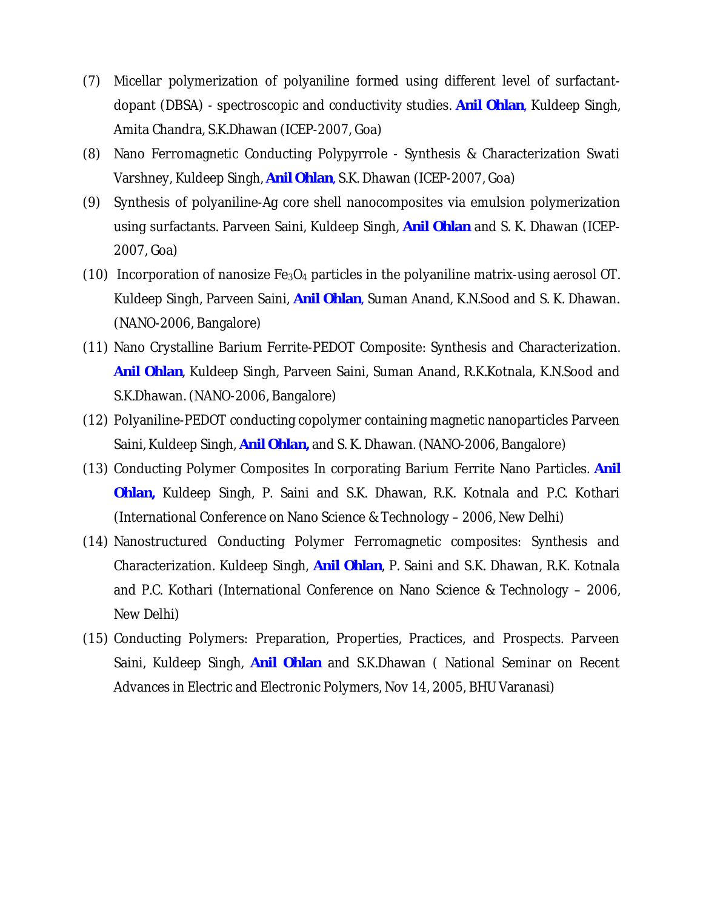(7) Micellar polymerization of polyaniline formed using different level of surfactant-dopant (DBSA) - spectroscopic and conductivity studies. **Anil Ohlan**, Kuldeep Singh, Amita Chandra, S.K.Dhawan (ICEP-2007, Goa)

(8) Nano Ferromagnetic Conducting Polypyrrole - Synthesis & Characterization Swati Varshney, Kuldeep Singh, **Anil Ohlan**, S.K. Dhawan (ICEP-2007, Goa)

(9) Synthesis of polyaniline-Ag core shell nanocomposites via emulsion polymerization using surfactants. Parveen Saini, Kuldeep Singh, **Anil Ohlan** and S. K. Dhawan (ICEP-2007, Goa)

(10) Incorporation of nanosize $Fe_3O_4$ particles in the polyaniline matrix-using aerosol OT. Kuldeep Singh, Parveen Saini, **Anil Ohlan**, Suman Anand, K.N.Sood and S. K. Dhawan. (NANO-2006, Bangalore)

(11) Nano Crystalline Barium Ferrite-PEDOT Composite: Synthesis and Characterization. **Anil Ohlan**, Kuldeep Singh, Parveen Saini, Suman Anand, R.K.Kotnala, K.N.Sood and S.K.Dhawan. (NANO-2006, Bangalore)

(12) Polyaniline-PEDOT conducting copolymer containing magnetic nanoparticles Parveen Saini, Kuldeep Singh, **Anil Ohlan,** and S. K. Dhawan. (NANO-2006, Bangalore)

(13) Conducting Polymer Composites In corporating Barium Ferrite Nano Particles. **Anil Ohlan,** Kuldeep Singh, P. Saini and S.K. Dhawan, R.K. Kotnala and P.C. Kothari (International Conference on Nano Science & Technology – 2006, New Delhi)

(14) Nanostructured Conducting Polymer Ferromagnetic composites: Synthesis and Characterization. Kuldeep Singh, **Anil Ohlan**, P. Saini and S.K. Dhawan, R.K. Kotnala and P.C. Kothari (International Conference on Nano Science & Technology – 2006, New Delhi)

(15) Conducting Polymers: Preparation, Properties, Practices, and Prospects. Parveen Saini, Kuldeep Singh, **Anil Ohlan** and S.K.Dhawan ( National Seminar on Recent Advances in Electric and Electronic Polymers, Nov 14, 2005, BHU Varanasi)